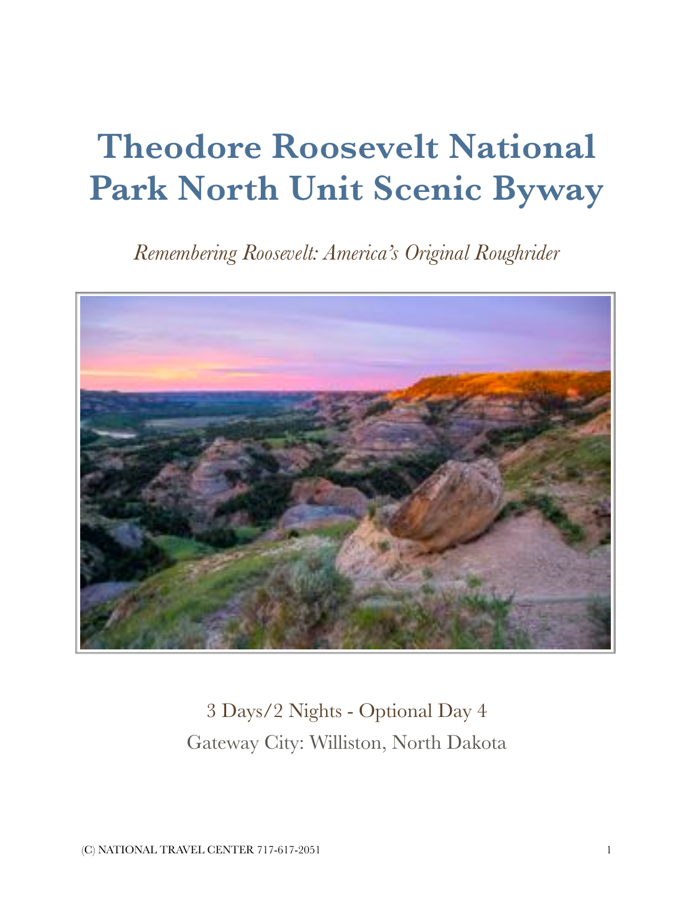# Theodore Roosevelt National Park North Unit Scenic Byway

*Remembering Roosevelt: America's Original Roughrider*

3 Days/2 Nights - Optional Day 4

Gateway City: Williston, North Dakota

(C) NATIONAL TRAVEL CENTER 717-617-2051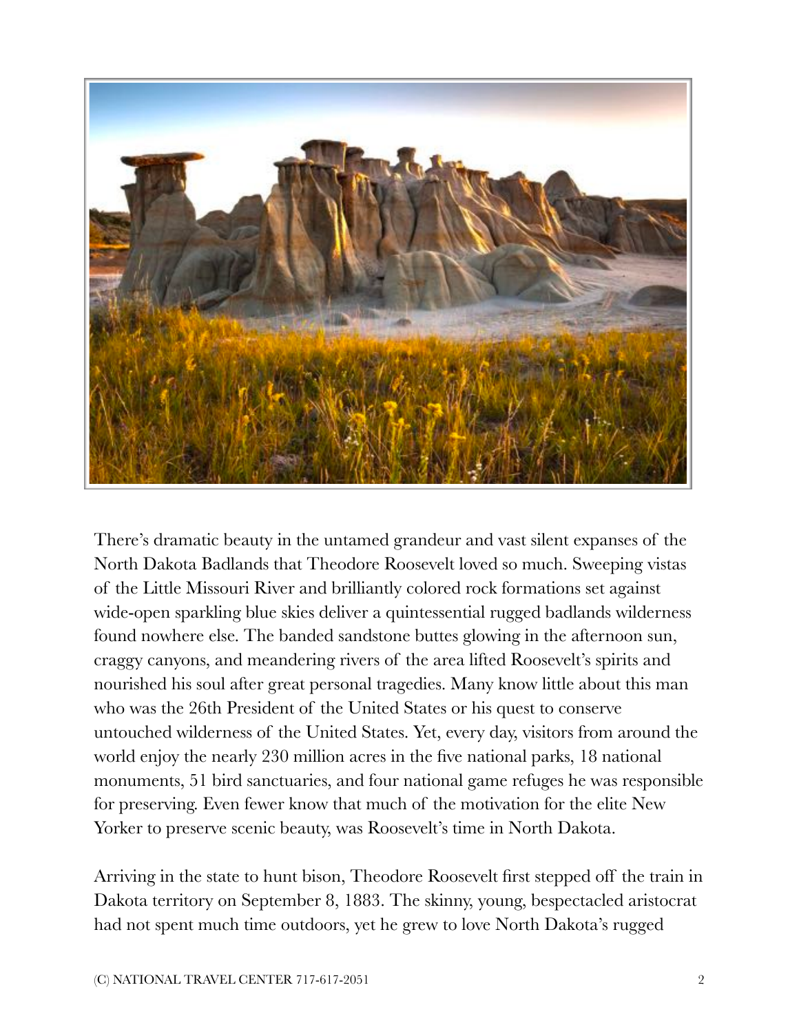There's dramatic beauty in the untamed grandeur and vast silent expanses of the North Dakota Badlands that Theodore Roosevelt loved so much. Sweeping vistas of the Little Missouri River and brilliantly colored rock formations set against wide-open sparkling blue skies deliver a quintessential rugged badlands wilderness found nowhere else. The banded sandstone buttes glowing in the afternoon sun, craggy canyons, and meandering rivers of the area lifted Roosevelt's spirits and nourished his soul after great personal tragedies. Many know little about this man who was the 26th President of the United States or his quest to conserve untouched wilderness of the United States. Yet, every day, visitors from around the world enjoy the nearly 230 million acres in the five national parks, 18 national monuments, 51 bird sanctuaries, and four national game refuges he was responsible for preserving. Even fewer know that much of the motivation for the elite New Yorker to preserve scenic beauty, was Roosevelt's time in North Dakota.

Arriving in the state to hunt bison, Theodore Roosevelt first stepped off the train in Dakota territory on September 8, 1883. The skinny, young, bespectacled aristocrat had not spent much time outdoors, yet he grew to love North Dakota's rugged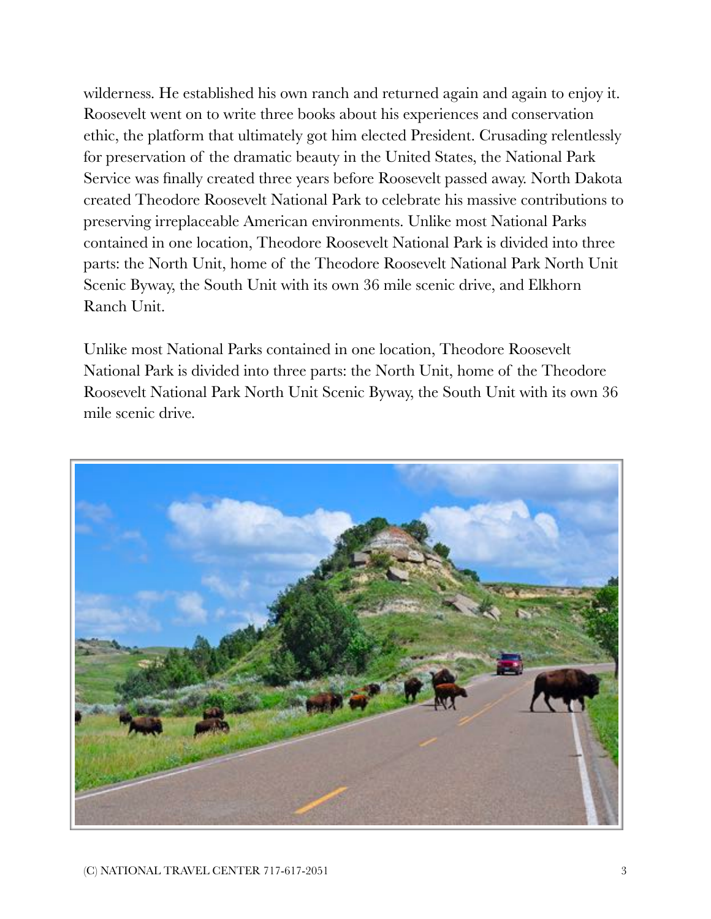wilderness. He established his own ranch and returned again and again to enjoy it. Roosevelt went on to write three books about his experiences and conservation ethic, the platform that ultimately got him elected President. Crusading relentlessly for preservation of the dramatic beauty in the United States, the National Park Service was finally created three years before Roosevelt passed away. North Dakota created Theodore Roosevelt National Park to celebrate his massive contributions to preserving irreplaceable American environments. Unlike most National Parks contained in one location, Theodore Roosevelt National Park is divided into three parts: the North Unit, home of the Theodore Roosevelt National Park North Unit Scenic Byway, the South Unit with its own 36 mile scenic drive, and Elkhorn Ranch Unit.

Unlike most National Parks contained in one location, Theodore Roosevelt National Park is divided into three parts: the North Unit, home of the Theodore Roosevelt National Park North Unit Scenic Byway, the South Unit with its own 36 mile scenic drive.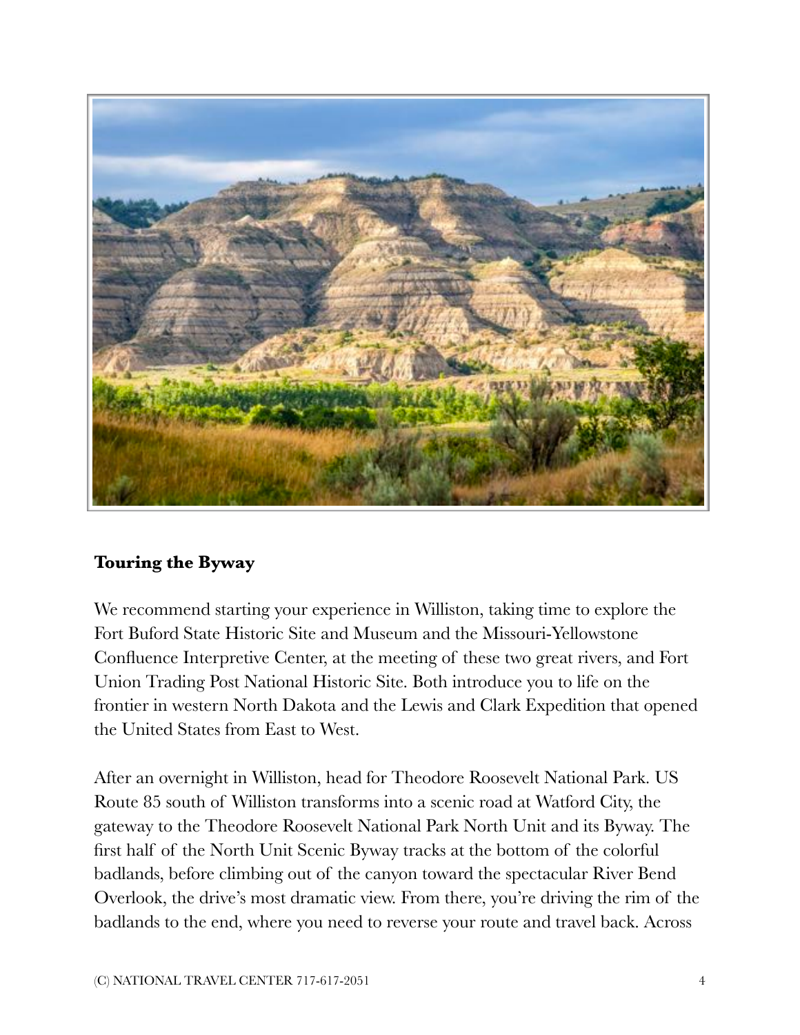## Touring the Byway

We recommend starting your experience in Williston, taking time to explore the Fort Buford State Historic Site and Museum and the Missouri-Yellowstone Confluence Interpretive Center, at the meeting of these two great rivers, and Fort Union Trading Post National Historic Site. Both introduce you to life on the frontier in western North Dakota and the Lewis and Clark Expedition that opened the United States from East to West.

After an overnight in Williston, head for Theodore Roosevelt National Park. US Route 85 south of Williston transforms into a scenic road at Watford City, the gateway to the Theodore Roosevelt National Park North Unit and its Byway. The first half of the North Unit Scenic Byway tracks at the bottom of the colorful badlands, before climbing out of the canyon toward the spectacular River Bend Overlook, the drive's most dramatic view. From there, you're driving the rim of the badlands to the end, where you need to reverse your route and travel back. Across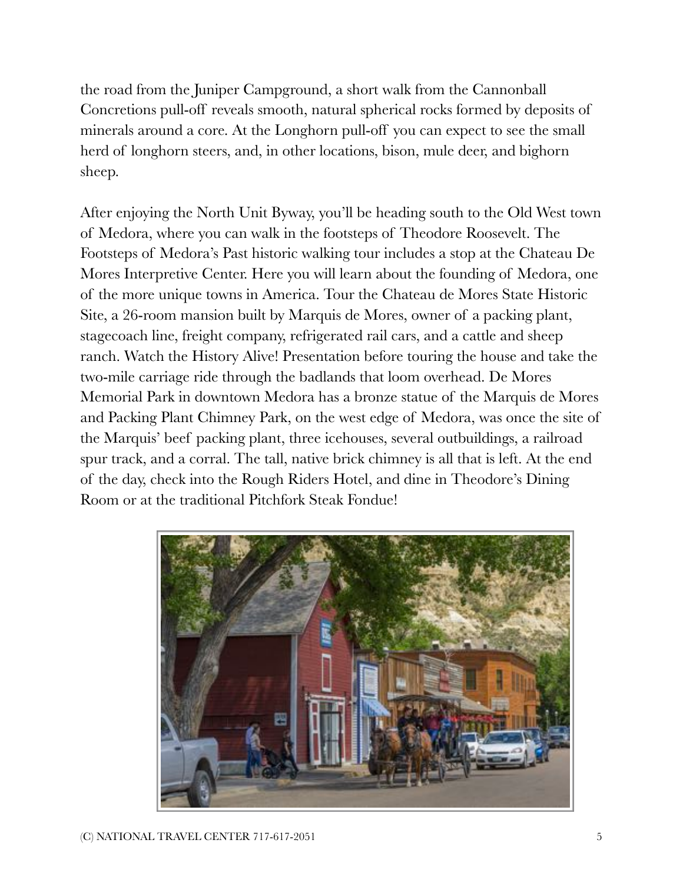the road from the Juniper Campground, a short walk from the Cannonball Concretions pull-off reveals smooth, natural spherical rocks formed by deposits of minerals around a core. At the Longhorn pull-off you can expect to see the small herd of longhorn steers, and, in other locations, bison, mule deer, and bighorn sheep.

After enjoying the North Unit Byway, you'll be heading south to the Old West town of Medora, where you can walk in the footsteps of Theodore Roosevelt. The Footsteps of Medora's Past historic walking tour includes a stop at the Chateau De Mores Interpretive Center. Here you will learn about the founding of Medora, one of the more unique towns in America. Tour the Chateau de Mores State Historic Site, a 26-room mansion built by Marquis de Mores, owner of a packing plant, stagecoach line, freight company, refrigerated rail cars, and a cattle and sheep ranch. Watch the History Alive! Presentation before touring the house and take the two-mile carriage ride through the badlands that loom overhead. De Mores Memorial Park in downtown Medora has a bronze statue of the Marquis de Mores and Packing Plant Chimney Park, on the west edge of Medora, was once the site of the Marquis' beef packing plant, three icehouses, several outbuildings, a railroad spur track, and a corral. The tall, native brick chimney is all that is left. At the end of the day, check into the Rough Riders Hotel, and dine in Theodore's Dining Room or at the traditional Pitchfork Steak Fondue!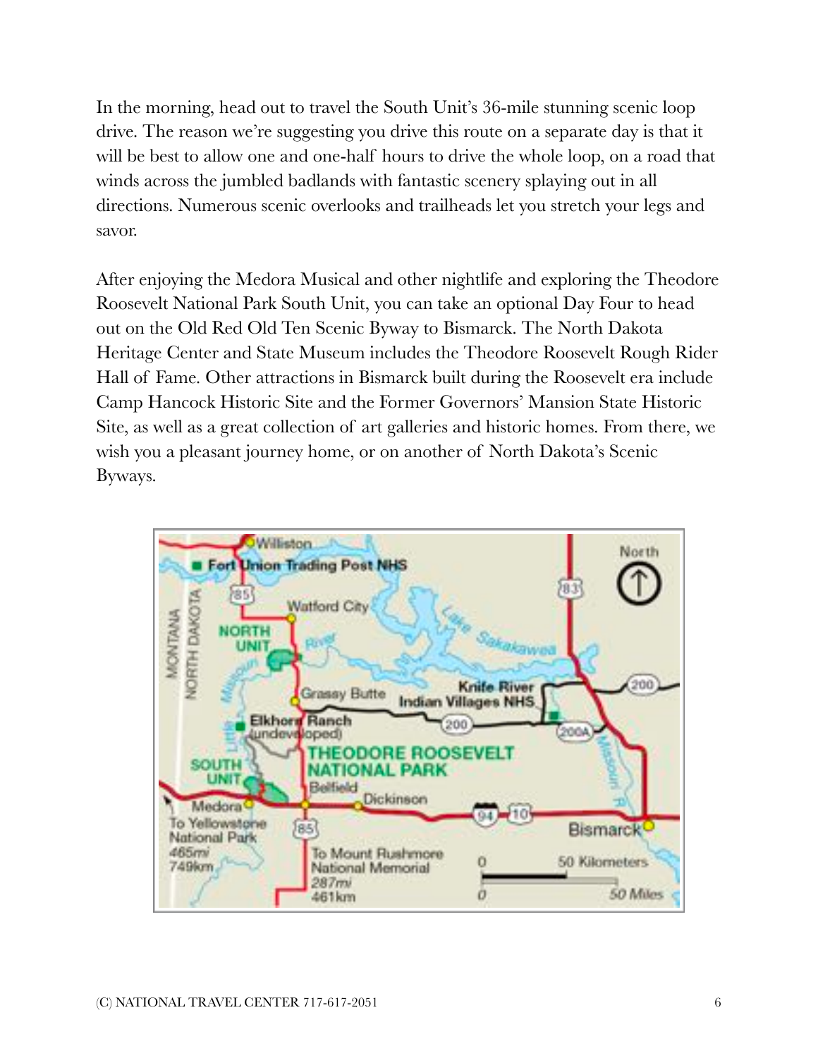In the morning, head out to travel the South Unit's 36-mile stunning scenic loop drive. The reason we're suggesting you drive this route on a separate day is that it will be best to allow one and one-half hours to drive the whole loop, on a road that winds across the jumbled badlands with fantastic scenery splaying out in all directions. Numerous scenic overlooks and trailheads let you stretch your legs and savor.

After enjoying the Medora Musical and other nightlife and exploring the Theodore Roosevelt National Park South Unit, you can take an optional Day Four to head out on the Old Red Old Ten Scenic Byway to Bismarck. The North Dakota Heritage Center and State Museum includes the Theodore Roosevelt Rough Rider Hall of Fame. Other attractions in Bismarck built during the Roosevelt era include Camp Hancock Historic Site and the Former Governors' Mansion State Historic Site, as well as a great collection of art galleries and historic homes. From there, we wish you a pleasant journey home, or on another of North Dakota's Scenic Byways.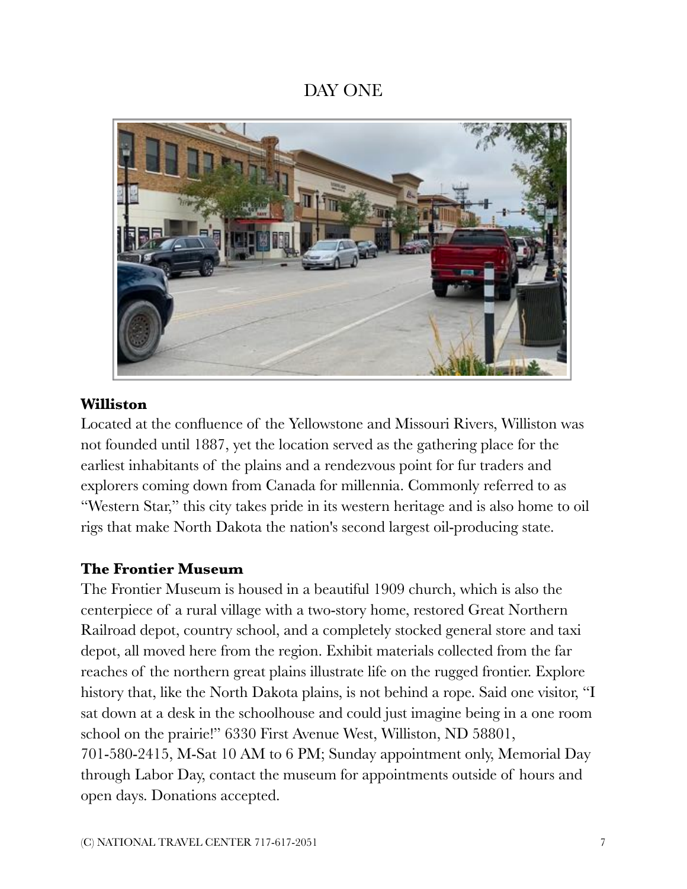# DAY ONE

**Williston**

Located at the confluence of the Yellowstone and Missouri Rivers, Williston was not founded until 1887, yet the location served as the gathering place for the earliest inhabitants of the plains and a rendezvous point for fur traders and explorers coming down from Canada for millennia. Commonly referred to as "Western Star," this city takes pride in its western heritage and is also home to oil rigs that make North Dakota the nation's second largest oil-producing state.

**The Frontier Museum**

The Frontier Museum is housed in a beautiful 1909 church, which is also the centerpiece of a rural village with a two-story home, restored Great Northern Railroad depot, country school, and a completely stocked general store and taxi depot, all moved here from the region. Exhibit materials collected from the far reaches of the northern great plains illustrate life on the rugged frontier. Explore history that, like the North Dakota plains, is not behind a rope. Said one visitor, "I sat down at a desk in the schoolhouse and could just imagine being in a one room school on the prairie!" 6330 First Avenue West, Williston, ND 58801, 701-580-2415, M-Sat 10 AM to 6 PM; Sunday appointment only, Memorial Day through Labor Day, contact the museum for appointments outside of hours and open days. Donations accepted.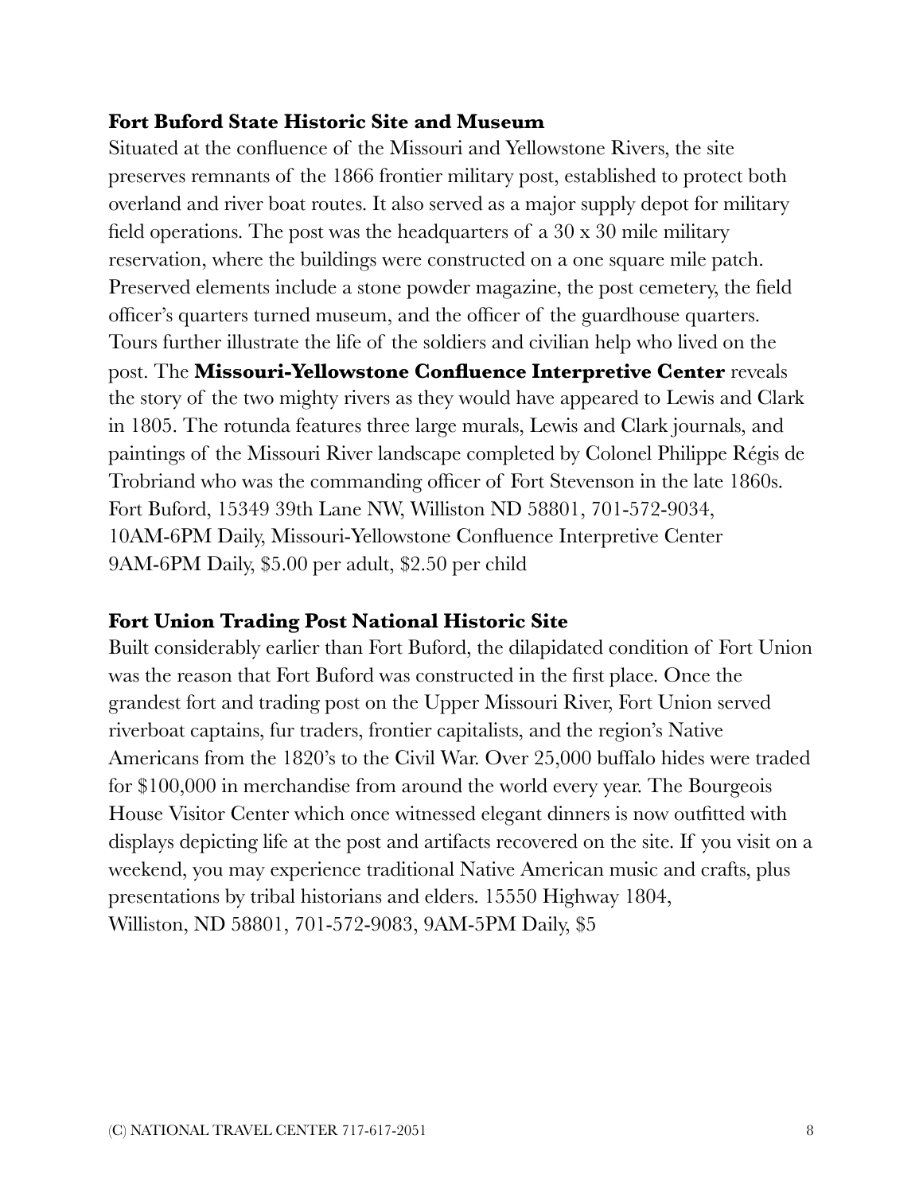**Fort Buford State Historic Site and Museum**

Situated at the confluence of the Missouri and Yellowstone Rivers, the site preserves remnants of the 1866 frontier military post, established to protect both overland and river boat routes. It also served as a major supply depot for military field operations. The post was the headquarters of a 30 x 30 mile military reservation, where the buildings were constructed on a one square mile patch. Preserved elements include a stone powder magazine, the post cemetery, the field officer's quarters turned museum, and the officer of the guardhouse quarters. Tours further illustrate the life of the soldiers and civilian help who lived on the post. The **Missouri-Yellowstone Confluence Interpretive Center** reveals the story of the two mighty rivers as they would have appeared to Lewis and Clark in 1805. The rotunda features three large murals, Lewis and Clark journals, and paintings of the Missouri River landscape completed by Colonel Philippe Régis de Trobriand who was the commanding officer of Fort Stevenson in the late 1860s. Fort Buford, 15349 39th Lane NW, Williston ND 58801, 701-572-9034, 10AM-6PM Daily, Missouri-Yellowstone Confluence Interpretive Center 9AM-6PM Daily, $5.00 per adult, $2.50 per child

**Fort Union Trading Post National Historic Site**

Built considerably earlier than Fort Buford, the dilapidated condition of Fort Union was the reason that Fort Buford was constructed in the first place. Once the grandest fort and trading post on the Upper Missouri River, Fort Union served riverboat captains, fur traders, frontier capitalists, and the region's Native Americans from the 1820's to the Civil War. Over 25,000 buffalo hides were traded for $100,000 in merchandise from around the world every year. The Bourgeois House Visitor Center which once witnessed elegant dinners is now outfitted with displays depicting life at the post and artifacts recovered on the site. If you visit on a weekend, you may experience traditional Native American music and crafts, plus presentations by tribal historians and elders. 15550 Highway 1804, Williston, ND 58801, 701-572-9083, 9AM-5PM Daily, $5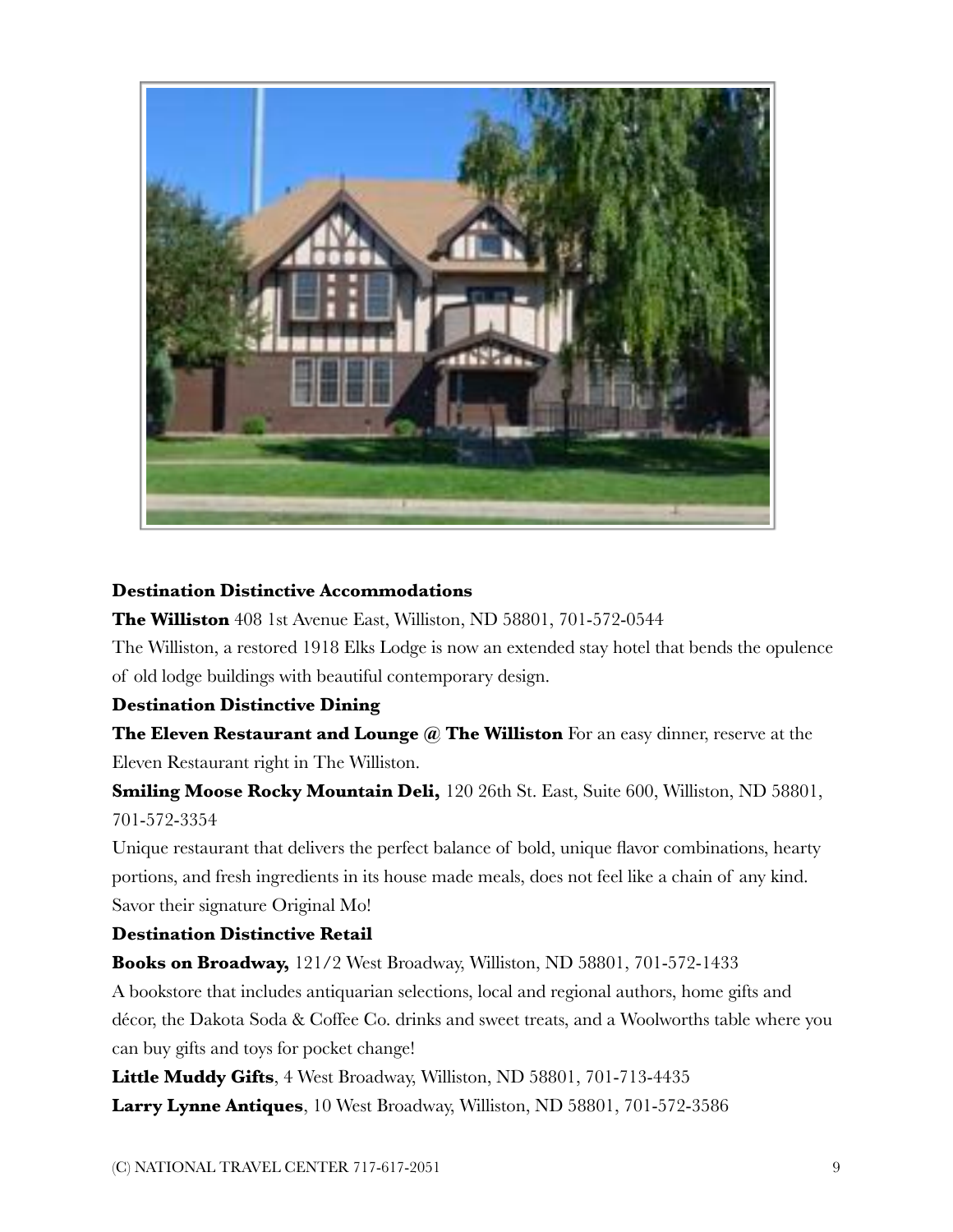**Destination Distinctive Accommodations**

**The Williston** 408 1st Avenue East, Williston, ND 58801, 701-572-0544

The Williston, a restored 1918 Elks Lodge is now an extended stay hotel that bends the opulence of old lodge buildings with beautiful contemporary design.

**Destination Distinctive Dining**

**The Eleven Restaurant and Lounge @ The Williston** For an easy dinner, reserve at the Eleven Restaurant right in The Williston.

**Smiling Moose Rocky Mountain Deli,** 120 26th St. East, Suite 600, Williston, ND 58801, 701-572-3354

Unique restaurant that delivers the perfect balance of bold, unique flavor combinations, hearty portions, and fresh ingredients in its house made meals, does not feel like a chain of any kind. Savor their signature Original Mo!

**Destination Distinctive Retail**

**Books on Broadway,** 121/2 West Broadway, Williston, ND 58801, 701-572-1433

A bookstore that includes antiquarian selections, local and regional authors, home gifts and décor, the Dakota Soda & Coffee Co. drinks and sweet treats, and a Woolworths table where you can buy gifts and toys for pocket change!

**Little Muddy Gifts**, 4 West Broadway, Williston, ND 58801, 701-713-4435

**Larry Lynne Antiques**, 10 West Broadway, Williston, ND 58801, 701-572-3586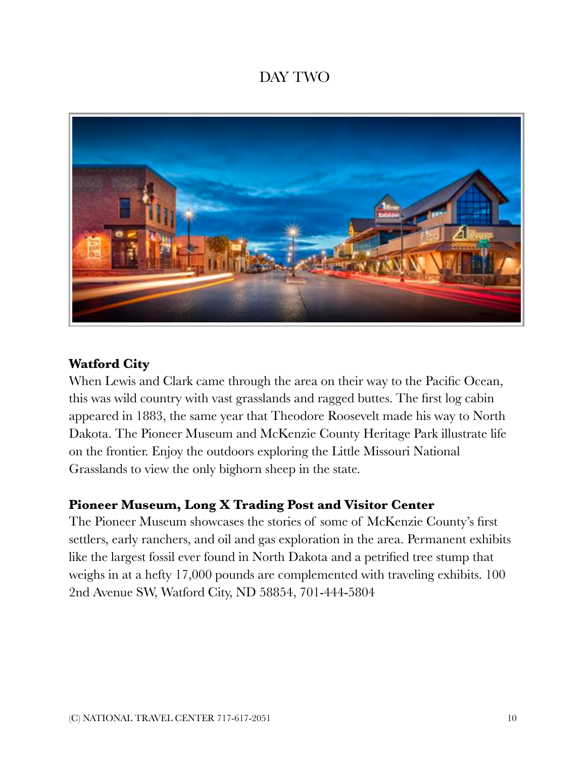# DAY TWO

**Watford City**

When Lewis and Clark came through the area on their way to the Pacific Ocean, this was wild country with vast grasslands and ragged buttes. The first log cabin appeared in 1883, the same year that Theodore Roosevelt made his way to North Dakota. The Pioneer Museum and McKenzie County Heritage Park illustrate life on the frontier. Enjoy the outdoors exploring the Little Missouri National Grasslands to view the only bighorn sheep in the state.

**Pioneer Museum, Long X Trading Post and Visitor Center**

The Pioneer Museum showcases the stories of some of McKenzie County's first settlers, early ranchers, and oil and gas exploration in the area. Permanent exhibits like the largest fossil ever found in North Dakota and a petrified tree stump that weighs in at a hefty 17,000 pounds are complemented with traveling exhibits. 100 2nd Avenue SW, Watford City, ND 58854, 701-444-5804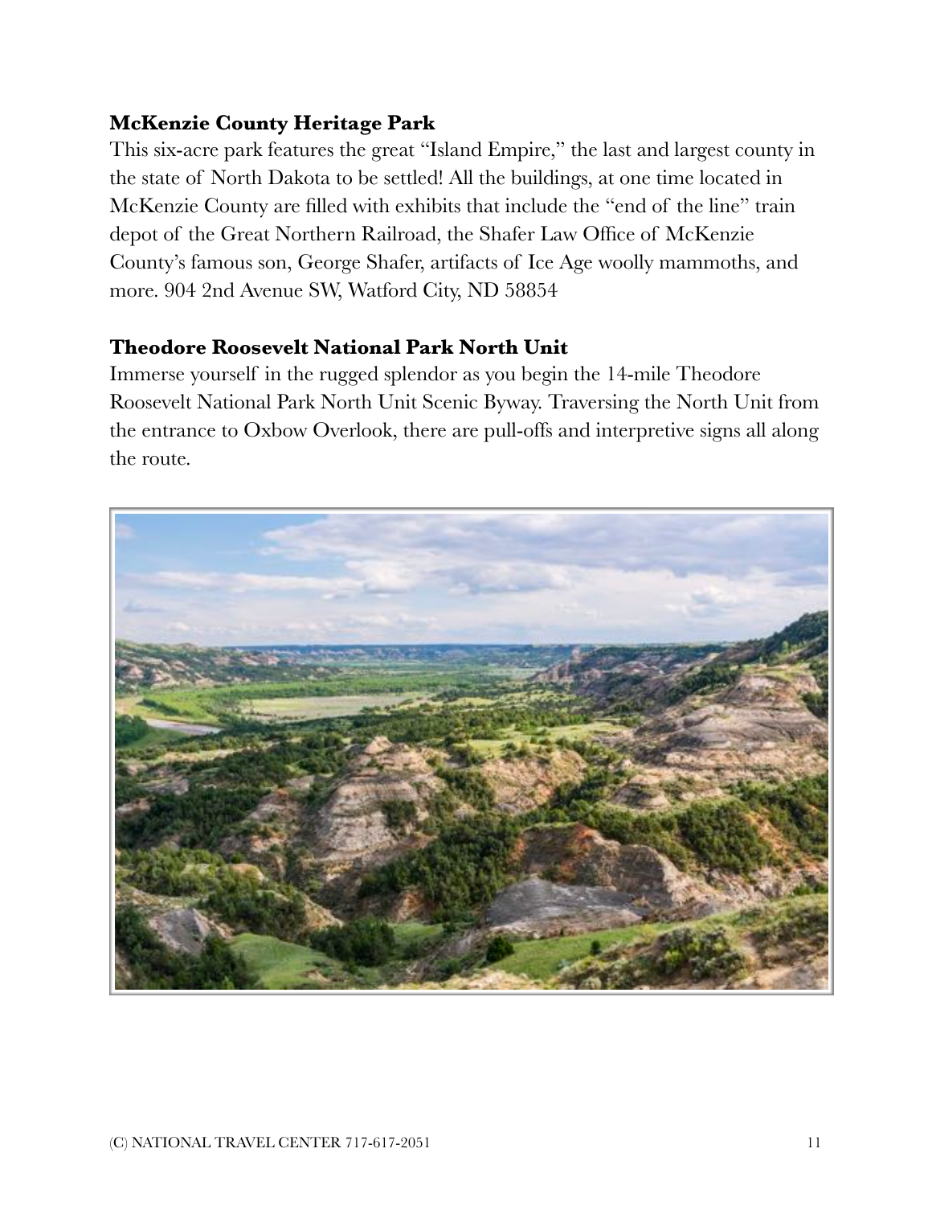**McKenzie County Heritage Park**

This six-acre park features the great "Island Empire," the last and largest county in the state of North Dakota to be settled! All the buildings, at one time located in McKenzie County are filled with exhibits that include the "end of the line" train depot of the Great Northern Railroad, the Shafer Law Office of McKenzie County's famous son, George Shafer, artifacts of Ice Age woolly mammoths, and more. 904 2nd Avenue SW, Watford City, ND 58854

**Theodore Roosevelt National Park North Unit**

Immerse yourself in the rugged splendor as you begin the 14-mile Theodore Roosevelt National Park North Unit Scenic Byway. Traversing the North Unit from the entrance to Oxbow Overlook, there are pull-offs and interpretive signs all along the route.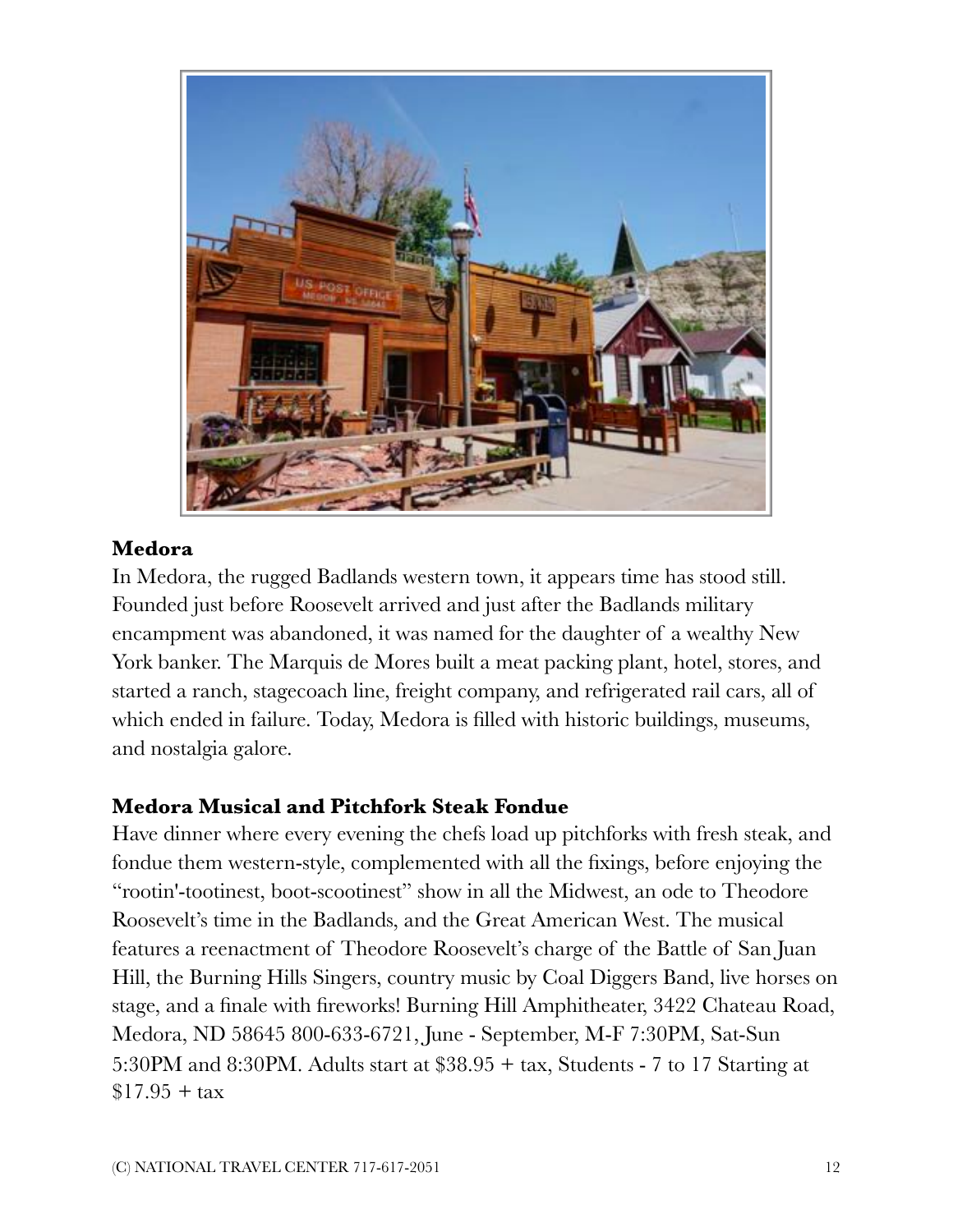**Medora**

In Medora, the rugged Badlands western town, it appears time has stood still. Founded just before Roosevelt arrived and just after the Badlands military encampment was abandoned, it was named for the daughter of a wealthy New York banker. The Marquis de Mores built a meat packing plant, hotel, stores, and started a ranch, stagecoach line, freight company, and refrigerated rail cars, all of which ended in failure. Today, Medora is filled with historic buildings, museums, and nostalgia galore.

**Medora Musical and Pitchfork Steak Fondue**

Have dinner where every evening the chefs load up pitchforks with fresh steak, and fondue them western-style, complemented with all the fixings, before enjoying the "rootin'-tootinest, boot-scootinest" show in all the Midwest, an ode to Theodore Roosevelt's time in the Badlands, and the Great American West. The musical features a reenactment of Theodore Roosevelt's charge of the Battle of San Juan Hill, the Burning Hills Singers, country music by Coal Diggers Band, live horses on stage, and a finale with fireworks! Burning Hill Amphitheater, 3422 Chateau Road, Medora, ND 58645 800-633-6721, June - September, M-F 7:30PM, Sat-Sun 5:30PM and 8:30PM. Adults start at $38.95 + tax, Students - 7 to 17 Starting at $17.95 + tax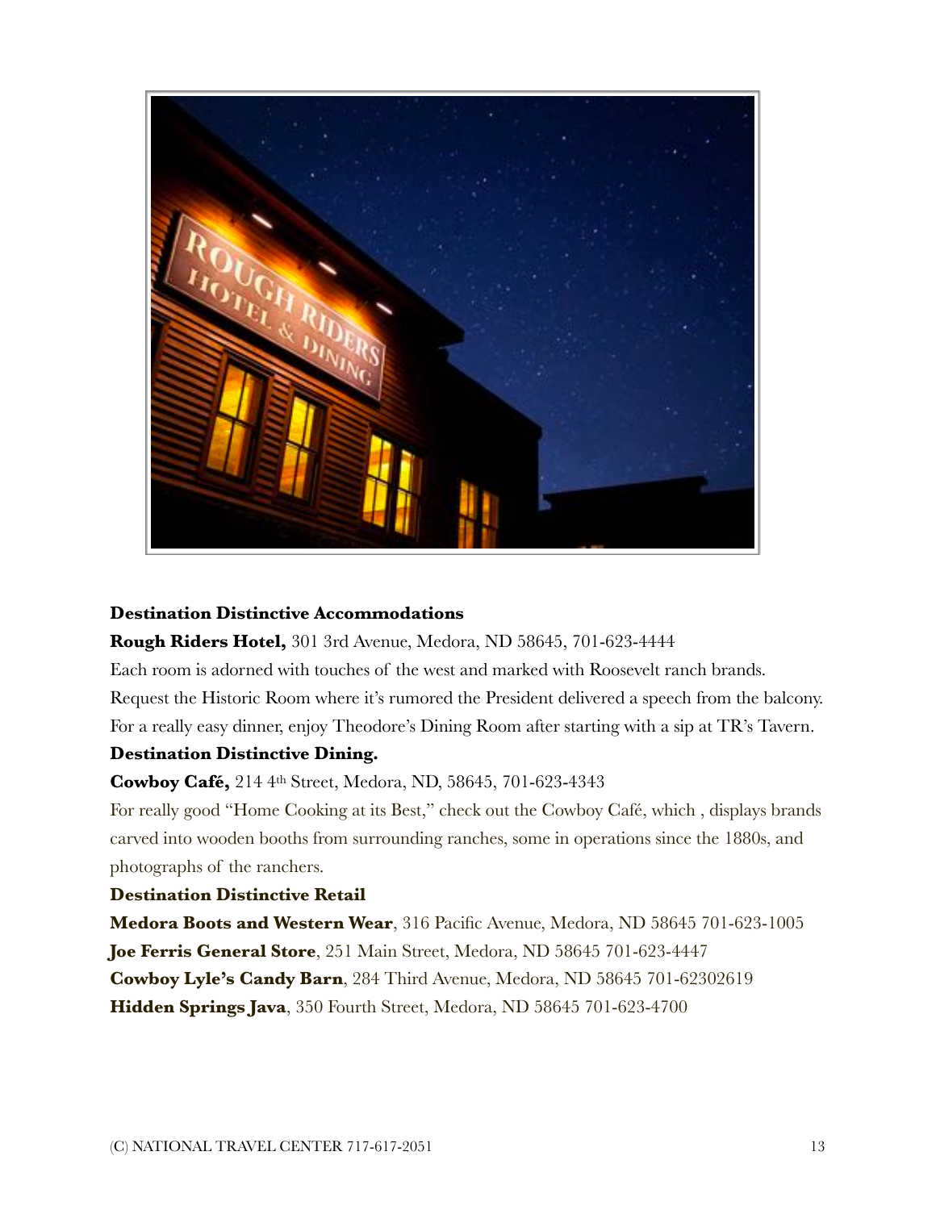**Destination Distinctive Accommodations**

**Rough Riders Hotel,** 301 3rd Avenue, Medora, ND 58645, 701-623-4444

Each room is adorned with touches of the west and marked with Roosevelt ranch brands. Request the Historic Room where it's rumored the President delivered a speech from the balcony. For a really easy dinner, enjoy Theodore's Dining Room after starting with a sip at TR's Tavern.

**Destination Distinctive Dining.**

**Cowboy Café,** 214 4th Street, Medora, ND, 58645, 701-623-4343

For really good "Home Cooking at its Best," check out the Cowboy Café, which , displays brands carved into wooden booths from surrounding ranches, some in operations since the 1880s, and photographs of the ranchers.

**Destination Distinctive Retail**

**Medora Boots and Western Wear**, 316 Pacific Avenue, Medora, ND 58645 701-623-1005

**Joe Ferris General Store**, 251 Main Street, Medora, ND 58645 701-623-4447

**Cowboy Lyle's Candy Barn**, 284 Third Avenue, Medora, ND 58645 701-62302619

**Hidden Springs Java**, 350 Fourth Street, Medora, ND 58645 701-623-4700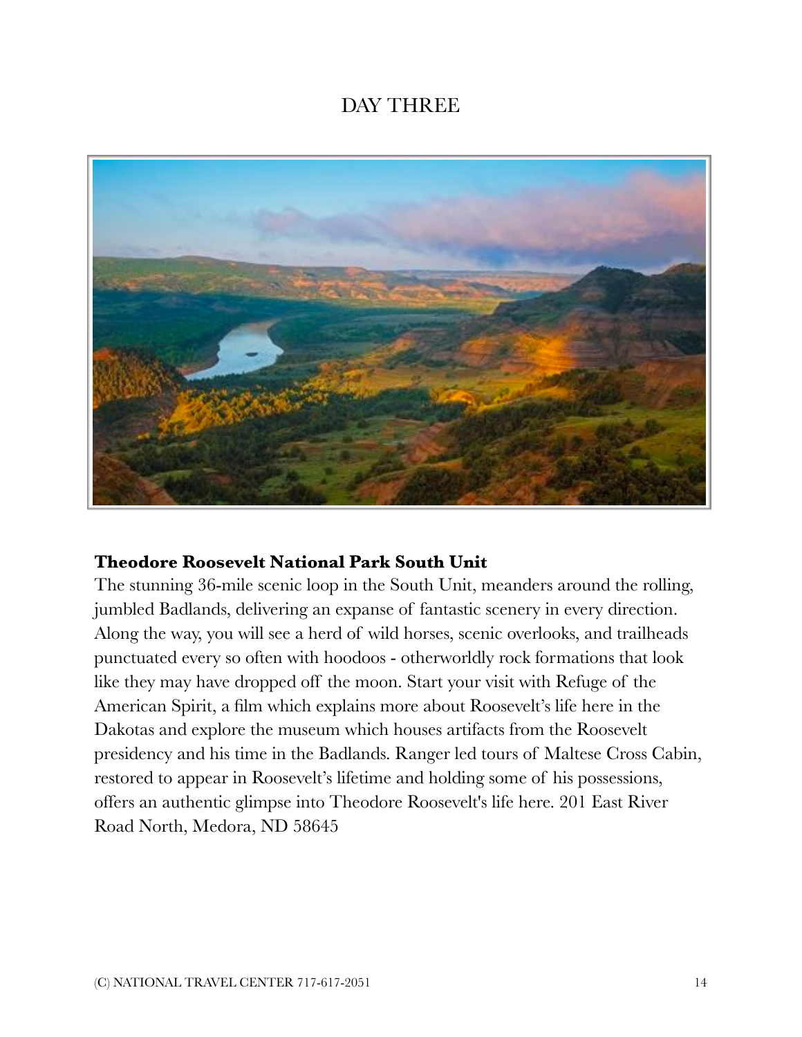# DAY THREE

**Theodore Roosevelt National Park South Unit**

The stunning 36-mile scenic loop in the South Unit, meanders around the rolling, jumbled Badlands, delivering an expanse of fantastic scenery in every direction. Along the way, you will see a herd of wild horses, scenic overlooks, and trailheads punctuated every so often with hoodoos - otherworldly rock formations that look like they may have dropped off the moon. Start your visit with Refuge of the American Spirit, a film which explains more about Roosevelt's life here in the Dakotas and explore the museum which houses artifacts from the Roosevelt presidency and his time in the Badlands. Ranger led tours of Maltese Cross Cabin, restored to appear in Roosevelt's lifetime and holding some of his possessions, offers an authentic glimpse into Theodore Roosevelt's life here. 201 East River Road North, Medora, ND 58645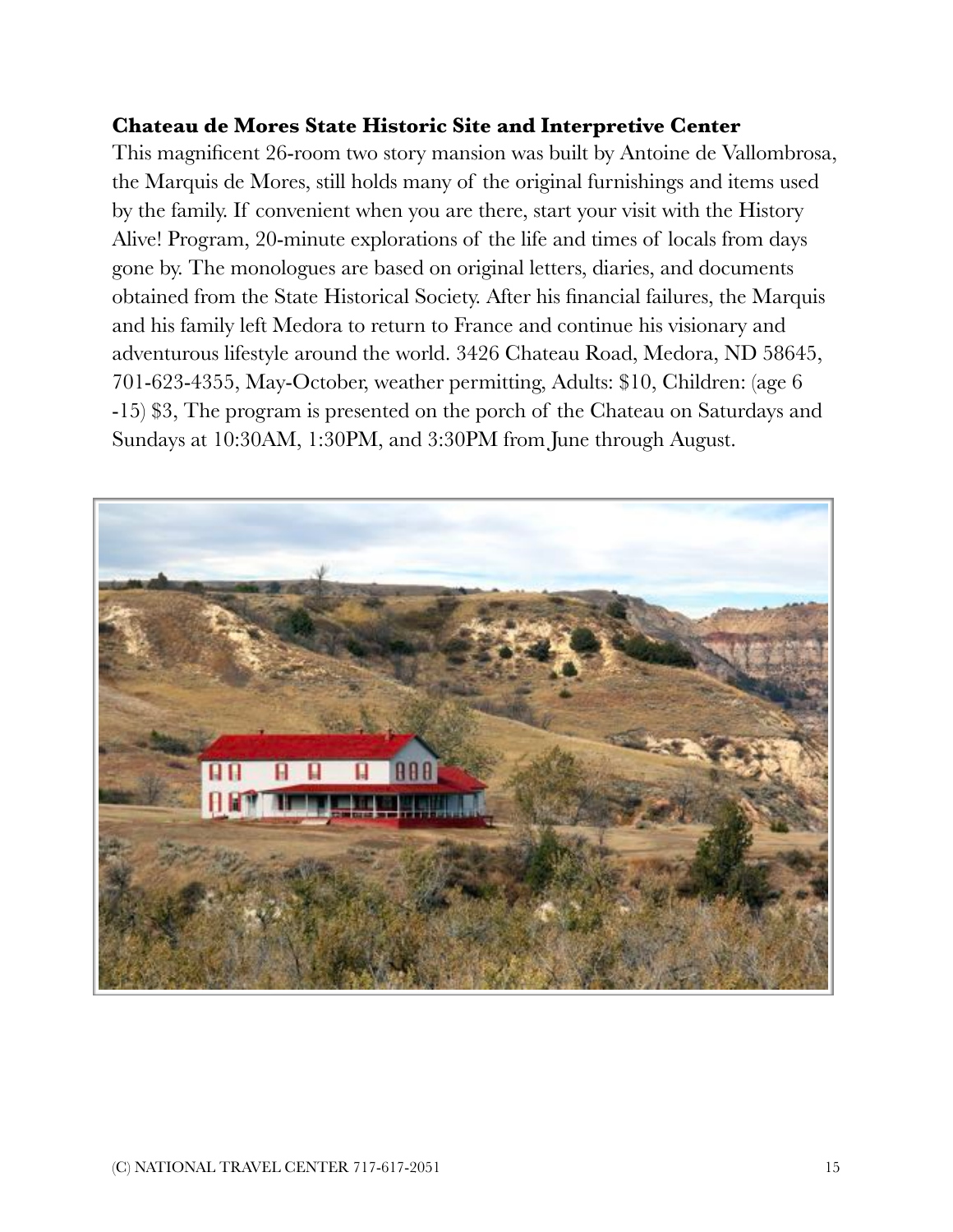**Chateau de Mores State Historic Site and Interpretive Center**

This magnificent 26-room two story mansion was built by Antoine de Vallombrosa, the Marquis de Mores, still holds many of the original furnishings and items used by the family. If convenient when you are there, start your visit with the History Alive! Program, 20-minute explorations of the life and times of locals from days gone by. The monologues are based on original letters, diaries, and documents obtained from the State Historical Society. After his financial failures, the Marquis and his family left Medora to return to France and continue his visionary and adventurous lifestyle around the world. 3426 Chateau Road, Medora, ND 58645, 701-623-4355, May-October, weather permitting, Adults: $10, Children: (age 6 -15) $3, The program is presented on the porch of the Chateau on Saturdays and Sundays at 10:30AM, 1:30PM, and 3:30PM from June through August.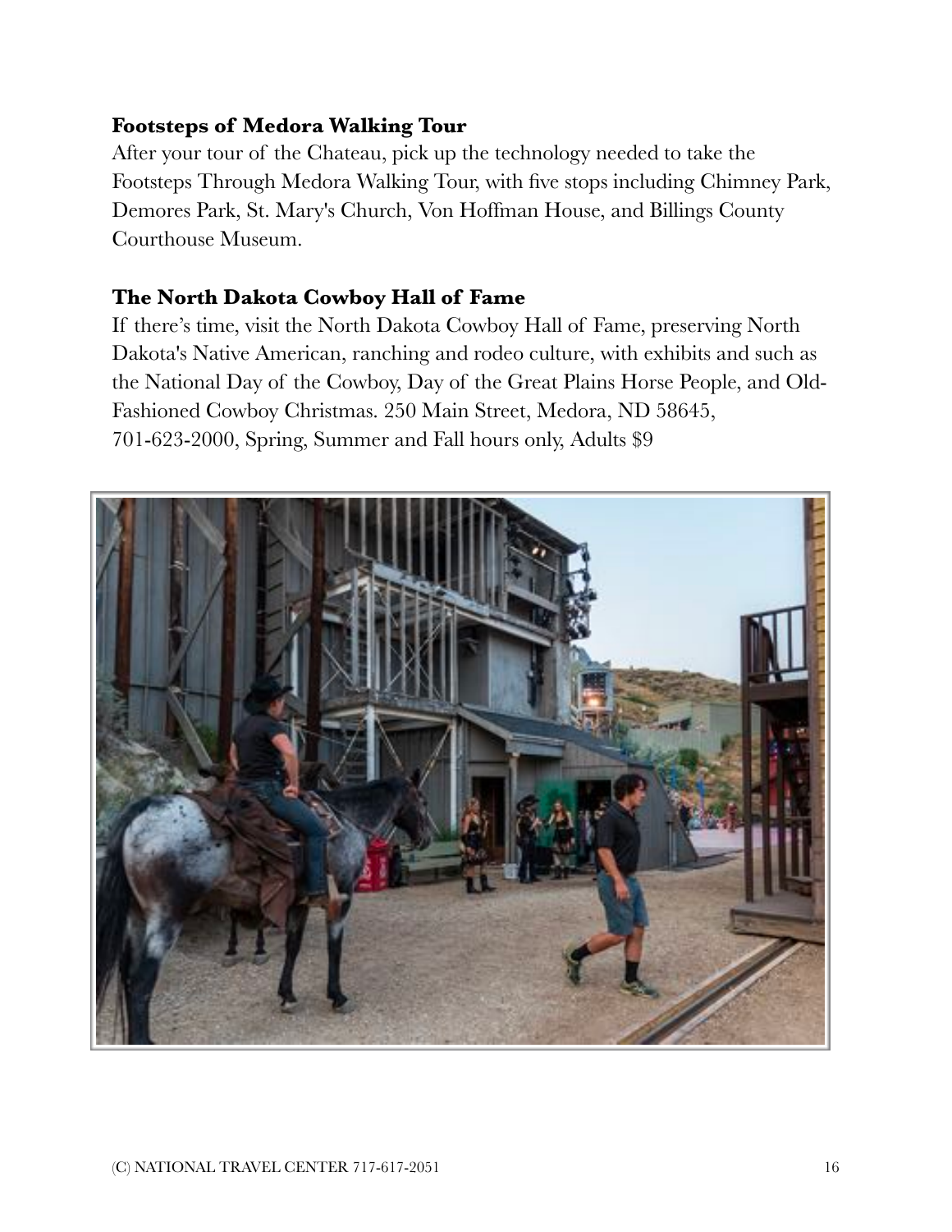**Footsteps of Medora Walking Tour**

After your tour of the Chateau, pick up the technology needed to take the Footsteps Through Medora Walking Tour, with five stops including Chimney Park, Demores Park, St. Mary's Church, Von Hoffman House, and Billings County Courthouse Museum.

**The North Dakota Cowboy Hall of Fame**

If there's time, visit the North Dakota Cowboy Hall of Fame, preserving North Dakota's Native American, ranching and rodeo culture, with exhibits and such as the National Day of the Cowboy, Day of the Great Plains Horse People, and Old-Fashioned Cowboy Christmas. 250 Main Street, Medora, ND 58645, 701-623-2000, Spring, Summer and Fall hours only, Adults $9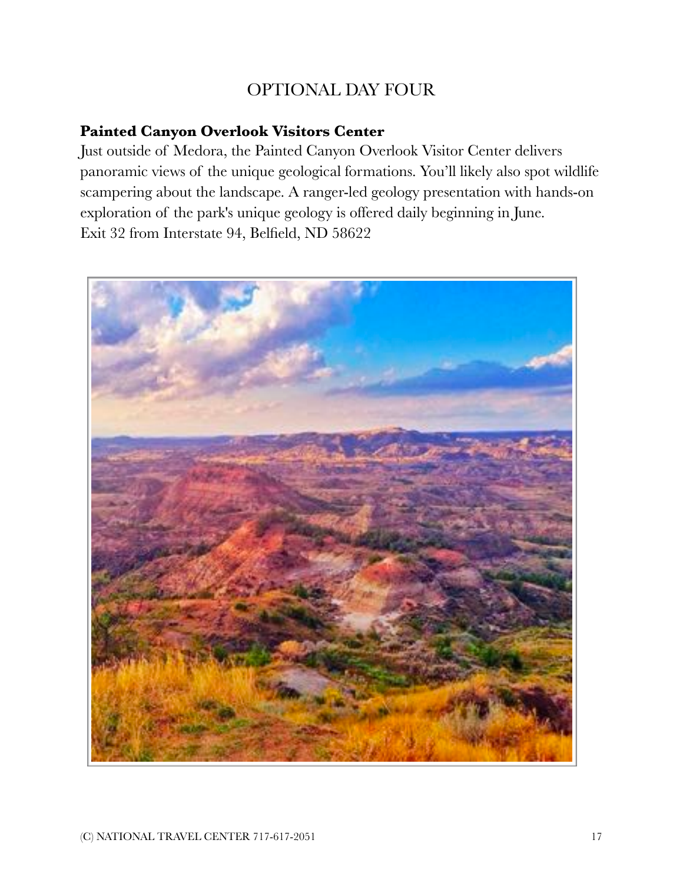# OPTIONAL DAY FOUR

**Painted Canyon Overlook Visitors Center**

Just outside of Medora, the Painted Canyon Overlook Visitor Center delivers panoramic views of the unique geological formations. You'll likely also spot wildlife scampering about the landscape. A ranger-led geology presentation with hands-on exploration of the park's unique geology is offered daily beginning in June.
Exit 32 from Interstate 94, Belfield, ND 58622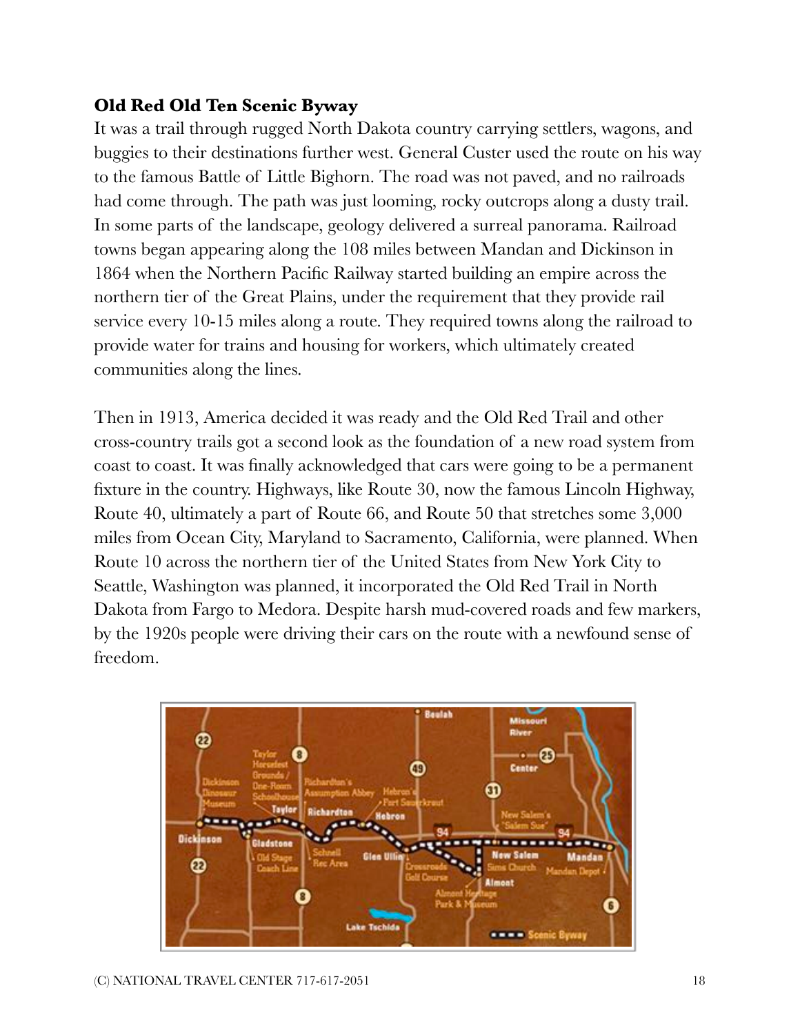**Old Red Old Ten Scenic Byway**

It was a trail through rugged North Dakota country carrying settlers, wagons, and buggies to their destinations further west. General Custer used the route on his way to the famous Battle of Little Bighorn. The road was not paved, and no railroads had come through. The path was just looming, rocky outcrops along a dusty trail. In some parts of the landscape, geology delivered a surreal panorama. Railroad towns began appearing along the 108 miles between Mandan and Dickinson in 1864 when the Northern Pacific Railway started building an empire across the northern tier of the Great Plains, under the requirement that they provide rail service every 10-15 miles along a route. They required towns along the railroad to provide water for trains and housing for workers, which ultimately created communities along the lines.

Then in 1913, America decided it was ready and the Old Red Trail and other cross-country trails got a second look as the foundation of a new road system from coast to coast. It was finally acknowledged that cars were going to be a permanent fixture in the country. Highways, like Route 30, now the famous Lincoln Highway, Route 40, ultimately a part of Route 66, and Route 50 that stretches some 3,000 miles from Ocean City, Maryland to Sacramento, California, were planned. When Route 10 across the northern tier of the United States from New York City to Seattle, Washington was planned, it incorporated the Old Red Trail in North Dakota from Fargo to Medora. Despite harsh mud-covered roads and few markers, by the 1920s people were driving their cars on the route with a newfound sense of freedom.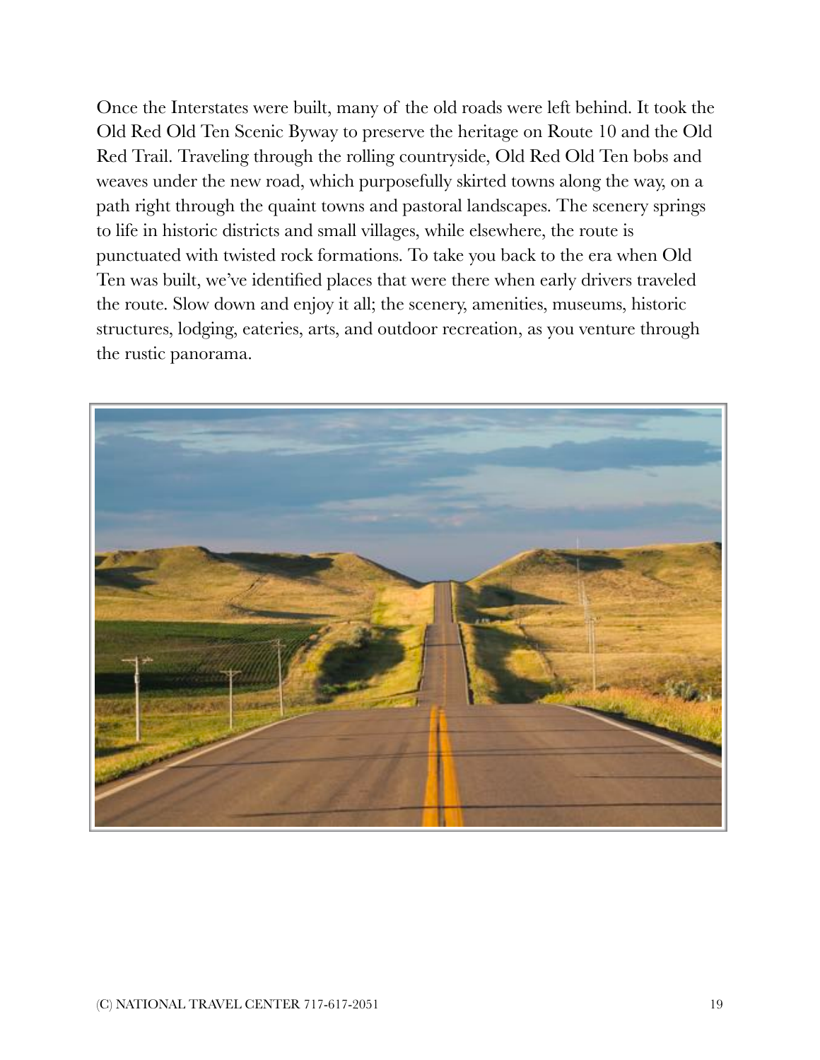Once the Interstates were built, many of the old roads were left behind. It took the Old Red Old Ten Scenic Byway to preserve the heritage on Route 10 and the Old Red Trail. Traveling through the rolling countryside, Old Red Old Ten bobs and weaves under the new road, which purposefully skirted towns along the way, on a path right through the quaint towns and pastoral landscapes. The scenery springs to life in historic districts and small villages, while elsewhere, the route is punctuated with twisted rock formations. To take you back to the era when Old Ten was built, we've identified places that were there when early drivers traveled the route. Slow down and enjoy it all; the scenery, amenities, museums, historic structures, lodging, eateries, arts, and outdoor recreation, as you venture through the rustic panorama.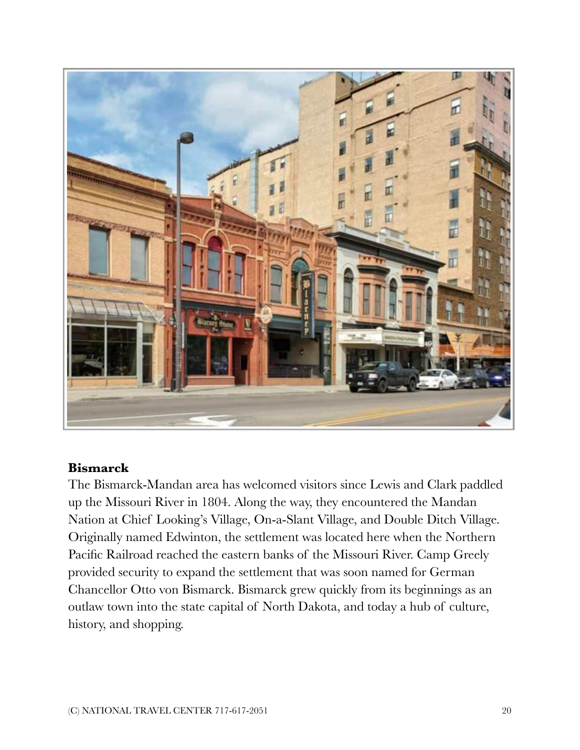**Bismarck**

The Bismarck-Mandan area has welcomed visitors since Lewis and Clark paddled up the Missouri River in 1804. Along the way, they encountered the Mandan Nation at Chief Looking's Village, On-a-Slant Village, and Double Ditch Village. Originally named Edwinton, the settlement was located here when the Northern Pacific Railroad reached the eastern banks of the Missouri River. Camp Greely provided security to expand the settlement that was soon named for German Chancellor Otto von Bismarck. Bismarck grew quickly from its beginnings as an outlaw town into the state capital of North Dakota, and today a hub of culture, history, and shopping.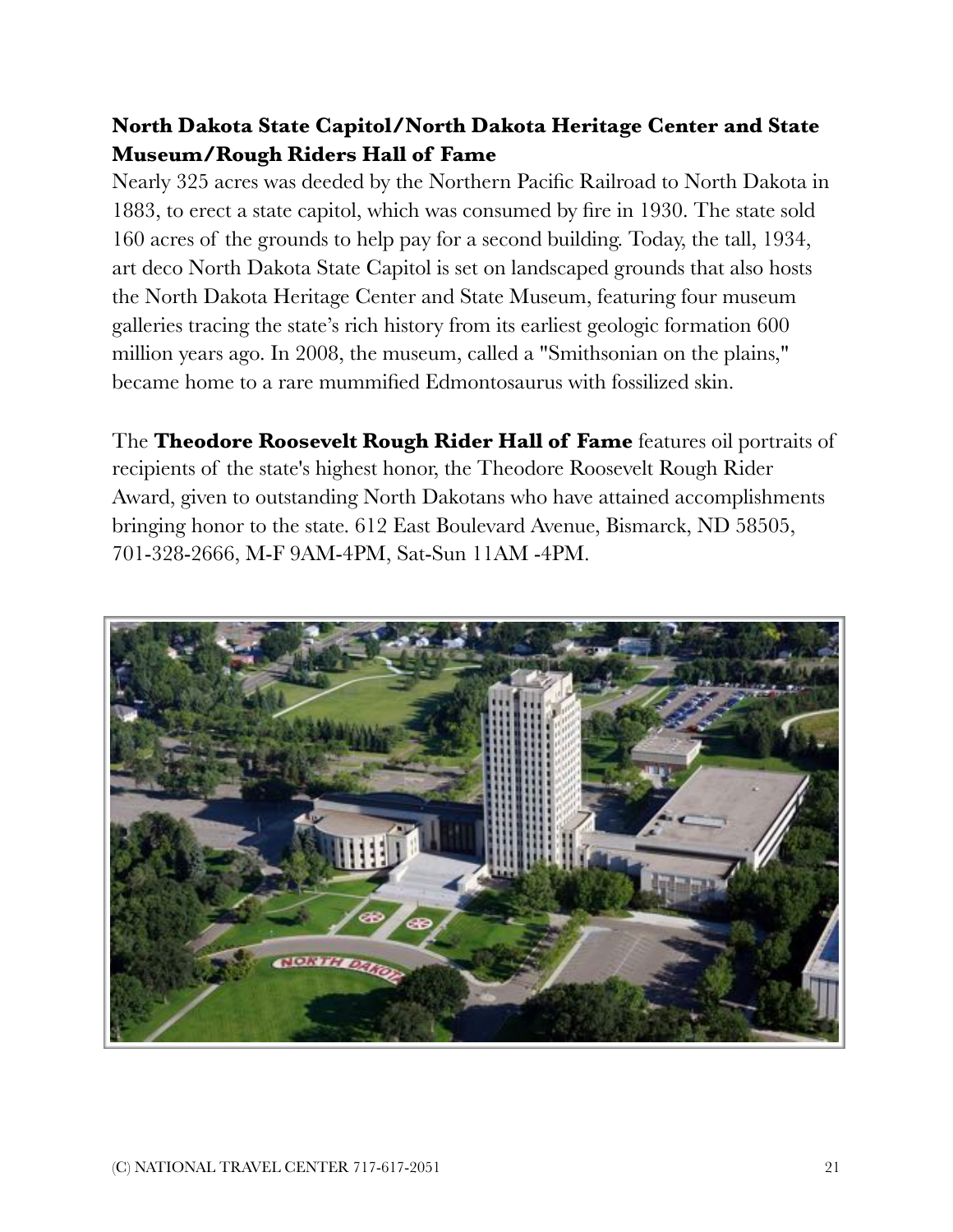**North Dakota State Capitol/North Dakota Heritage Center and State Museum/Rough Riders Hall of Fame**

Nearly 325 acres was deeded by the Northern Pacific Railroad to North Dakota in 1883, to erect a state capitol, which was consumed by fire in 1930. The state sold 160 acres of the grounds to help pay for a second building. Today, the tall, 1934, art deco North Dakota State Capitol is set on landscaped grounds that also hosts the North Dakota Heritage Center and State Museum, featuring four museum galleries tracing the state's rich history from its earliest geologic formation 600 million years ago. In 2008, the museum, called a "Smithsonian on the plains," became home to a rare mummified Edmontosaurus with fossilized skin.

The **Theodore Roosevelt Rough Rider Hall of Fame** features oil portraits of recipients of the state's highest honor, the Theodore Roosevelt Rough Rider Award, given to outstanding North Dakotans who have attained accomplishments bringing honor to the state. 612 East Boulevard Avenue, Bismarck, ND 58505, 701-328-2666, M-F 9AM-4PM, Sat-Sun 11AM -4PM.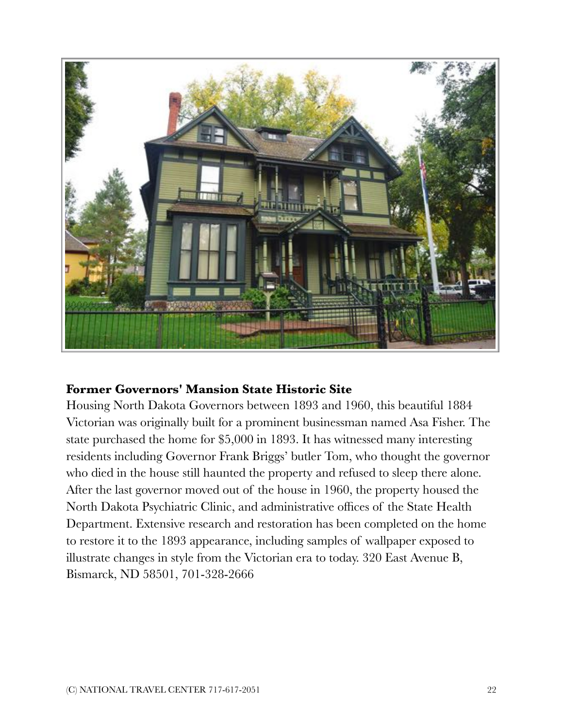**Former Governors' Mansion State Historic Site**

Housing North Dakota Governors between 1893 and 1960, this beautiful 1884 Victorian was originally built for a prominent businessman named Asa Fisher. The state purchased the home for $5,000 in 1893. It has witnessed many interesting residents including Governor Frank Briggs' butler Tom, who thought the governor who died in the house still haunted the property and refused to sleep there alone. After the last governor moved out of the house in 1960, the property housed the North Dakota Psychiatric Clinic, and administrative offices of the State Health Department. Extensive research and restoration has been completed on the home to restore it to the 1893 appearance, including samples of wallpaper exposed to illustrate changes in style from the Victorian era to today. 320 East Avenue B, Bismarck, ND 58501, 701-328-2666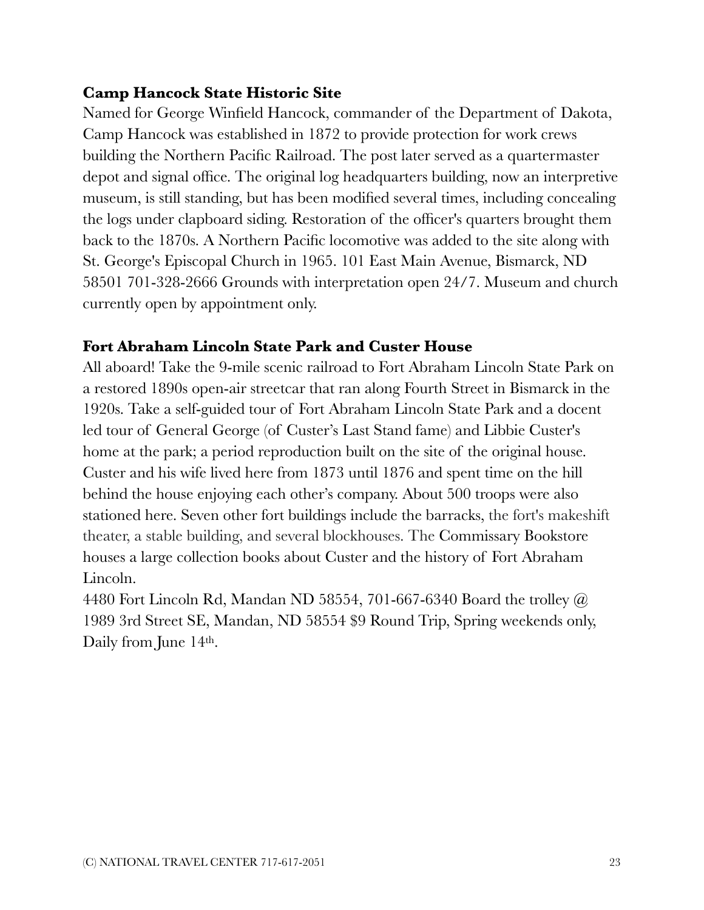**Camp Hancock State Historic Site**

Named for George Winfield Hancock, commander of the Department of Dakota, Camp Hancock was established in 1872 to provide protection for work crews building the Northern Pacific Railroad. The post later served as a quartermaster depot and signal office. The original log headquarters building, now an interpretive museum, is still standing, but has been modified several times, including concealing the logs under clapboard siding. Restoration of the officer's quarters brought them back to the 1870s. A Northern Pacific locomotive was added to the site along with St. George's Episcopal Church in 1965. 101 East Main Avenue, Bismarck, ND 58501 701-328-2666 Grounds with interpretation open 24/7. Museum and church currently open by appointment only.

**Fort Abraham Lincoln State Park and Custer House**

All aboard! Take the 9-mile scenic railroad to Fort Abraham Lincoln State Park on a restored 1890s open-air streetcar that ran along Fourth Street in Bismarck in the 1920s. Take a self-guided tour of Fort Abraham Lincoln State Park and a docent led tour of General George (of Custer's Last Stand fame) and Libbie Custer's home at the park; a period reproduction built on the site of the original house. Custer and his wife lived here from 1873 until 1876 and spent time on the hill behind the house enjoying each other's company. About 500 troops were also stationed here. Seven other fort buildings include the barracks, the fort's makeshift theater, a stable building, and several blockhouses. The Commissary Bookstore houses a large collection books about Custer and the history of Fort Abraham Lincoln.

4480 Fort Lincoln Rd, Mandan ND 58554, 701-667-6340 Board the trolley @ 1989 3rd Street SE, Mandan, ND 58554 $9 Round Trip, Spring weekends only, Daily from June 14th.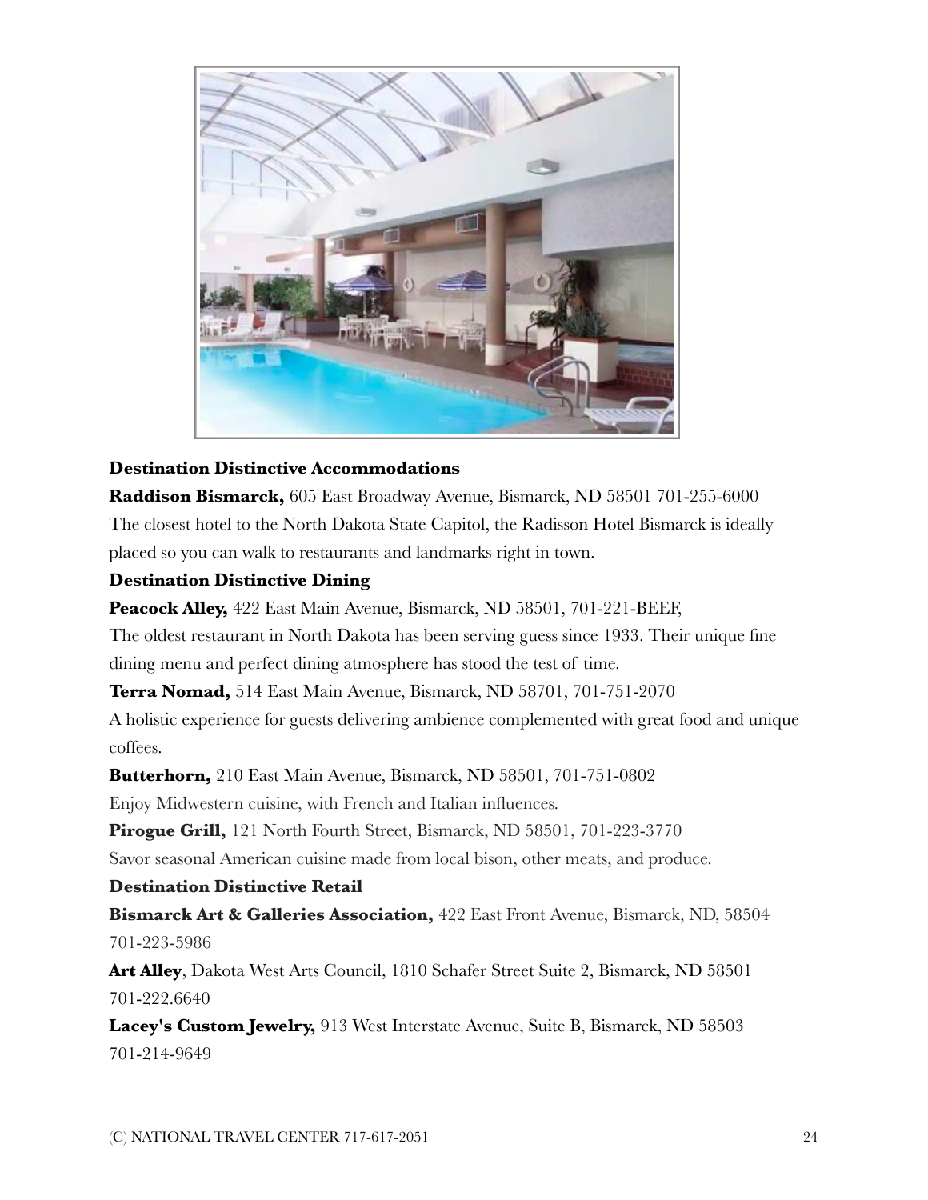**Destination Distinctive Accommodations**

**Raddison Bismarck,** 605 East Broadway Avenue, Bismarck, ND 58501 701-255-6000

The closest hotel to the North Dakota State Capitol, the Radisson Hotel Bismarck is ideally placed so you can walk to restaurants and landmarks right in town.

**Destination Distinctive Dining**

**Peacock Alley,** 422 East Main Avenue, Bismarck, ND 58501, 701-221-BEEF,

The oldest restaurant in North Dakota has been serving guess since 1933. Their unique fine dining menu and perfect dining atmosphere has stood the test of time.

**Terra Nomad,** 514 East Main Avenue, Bismarck, ND 58701, 701-751-2070

A holistic experience for guests delivering ambience complemented with great food and unique coffees.

**Butterhorn,** 210 East Main Avenue, Bismarck, ND 58501, 701-751-0802

Enjoy Midwestern cuisine, with French and Italian influences.

**Pirogue Grill,** 121 North Fourth Street, Bismarck, ND 58501, 701-223-3770

Savor seasonal American cuisine made from local bison, other meats, and produce.

**Destination Distinctive Retail**

**Bismarck Art & Galleries Association,** 422 East Front Avenue, Bismarck, ND, 58504 701-223-5986

**Art Alley**, Dakota West Arts Council, 1810 Schafer Street Suite 2, Bismarck, ND 58501 701-222.6640

**Lacey's Custom Jewelry,** 913 West Interstate Avenue, Suite B, Bismarck, ND 58503 701-214-9649